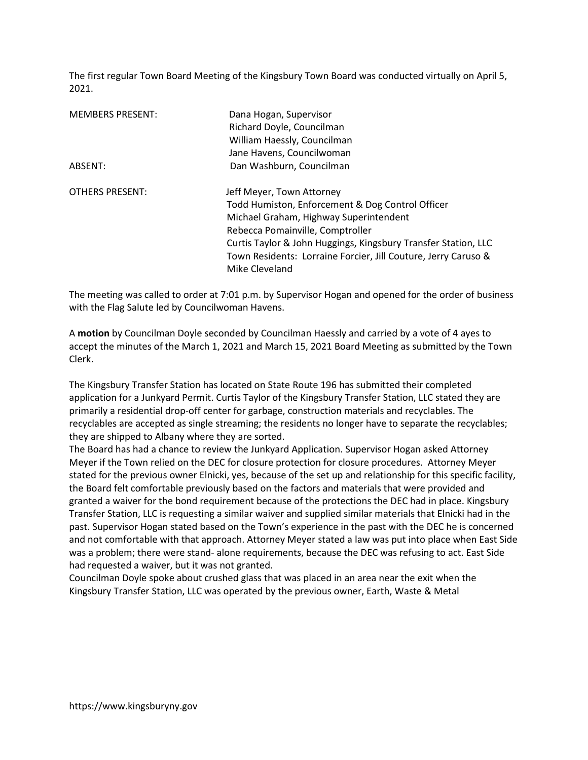The first regular Town Board Meeting of the Kingsbury Town Board was conducted virtually on April 5, 2021.

| | |
|---|---|
| MEMBERS PRESENT: | Dana Hogan, Supervisor |
| | Richard Doyle, Councilman |
| | William Haessly, Councilman |
| | Jane Havens, Councilwoman |
| ABSENT: | Dan Washburn, Councilman |
| | |
| OTHERS PRESENT: | Jeff Meyer, Town Attorney |
| | Todd Humiston, Enforcement & Dog Control Officer |
| | Michael Graham, Highway Superintendent |
| | Rebecca Pomainville, Comptroller |
| | Curtis Taylor & John Huggings, Kingsbury Transfer Station, LLC |
| | Town Residents: Lorraine Forcier, Jill Couture, Jerry Caruso & Mike Cleveland |

The meeting was called to order at 7:01 p.m. by Supervisor Hogan and opened for the order of business with the Flag Salute led by Councilwoman Havens.

A **motion** by Councilman Doyle seconded by Councilman Haessly and carried by a vote of 4 ayes to accept the minutes of the March 1, 2021 and March 15, 2021 Board Meeting as submitted by the Town Clerk.

The Kingsbury Transfer Station has located on State Route 196 has submitted their completed application for a Junkyard Permit. Curtis Taylor of the Kingsbury Transfer Station, LLC stated they are primarily a residential drop-off center for garbage, construction materials and recyclables. The recyclables are accepted as single streaming; the residents no longer have to separate the recyclables; they are shipped to Albany where they are sorted.

The Board has had a chance to review the Junkyard Application. Supervisor Hogan asked Attorney Meyer if the Town relied on the DEC for closure protection for closure procedures. Attorney Meyer stated for the previous owner Elnicki, yes, because of the set up and relationship for this specific facility, the Board felt comfortable previously based on the factors and materials that were provided and granted a waiver for the bond requirement because of the protections the DEC had in place. Kingsbury Transfer Station, LLC is requesting a similar waiver and supplied similar materials that Elnicki had in the past. Supervisor Hogan stated based on the Town's experience in the past with the DEC he is concerned and not comfortable with that approach. Attorney Meyer stated a law was put into place when East Side was a problem; there were stand- alone requirements, because the DEC was refusing to act. East Side had requested a waiver, but it was not granted.

Councilman Doyle spoke about crushed glass that was placed in an area near the exit when the Kingsbury Transfer Station, LLC was operated by the previous owner, Earth, Waste & Metal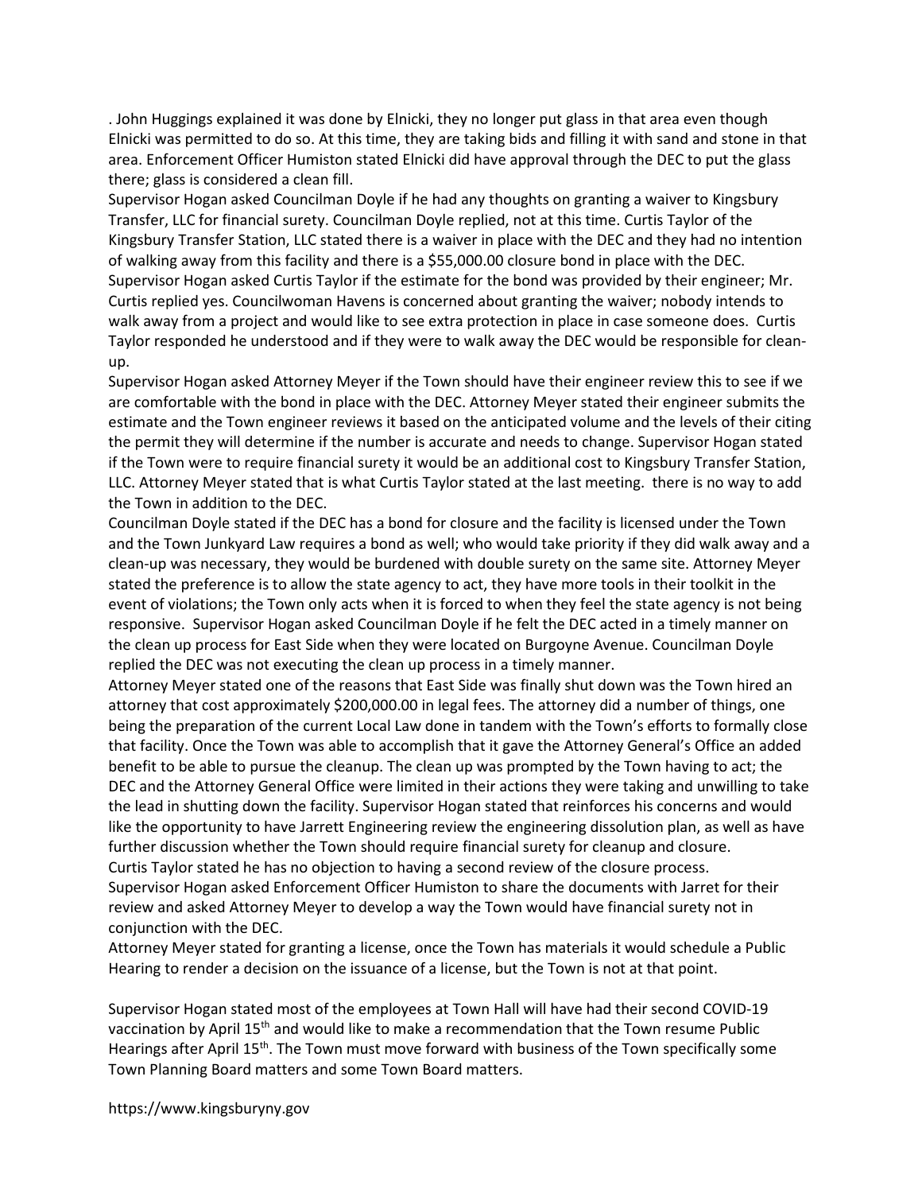. John Huggings explained it was done by Elnicki, they no longer put glass in that area even though Elnicki was permitted to do so. At this time, they are taking bids and filling it with sand and stone in that area. Enforcement Officer Humiston stated Elnicki did have approval through the DEC to put the glass there; glass is considered a clean fill.

Supervisor Hogan asked Councilman Doyle if he had any thoughts on granting a waiver to Kingsbury Transfer, LLC for financial surety. Councilman Doyle replied, not at this time. Curtis Taylor of the Kingsbury Transfer Station, LLC stated there is a waiver in place with the DEC and they had no intention of walking away from this facility and there is a $55,000.00 closure bond in place with the DEC. Supervisor Hogan asked Curtis Taylor if the estimate for the bond was provided by their engineer; Mr. Curtis replied yes. Councilwoman Havens is concerned about granting the waiver; nobody intends to walk away from a project and would like to see extra protection in place in case someone does. Curtis Taylor responded he understood and if they were to walk away the DEC would be responsible for clean-up.

Supervisor Hogan asked Attorney Meyer if the Town should have their engineer review this to see if we are comfortable with the bond in place with the DEC. Attorney Meyer stated their engineer submits the estimate and the Town engineer reviews it based on the anticipated volume and the levels of their citing the permit they will determine if the number is accurate and needs to change. Supervisor Hogan stated if the Town were to require financial surety it would be an additional cost to Kingsbury Transfer Station, LLC. Attorney Meyer stated that is what Curtis Taylor stated at the last meeting. there is no way to add the Town in addition to the DEC.

Councilman Doyle stated if the DEC has a bond for closure and the facility is licensed under the Town and the Town Junkyard Law requires a bond as well; who would take priority if they did walk away and a clean-up was necessary, they would be burdened with double surety on the same site. Attorney Meyer stated the preference is to allow the state agency to act, they have more tools in their toolkit in the event of violations; the Town only acts when it is forced to when they feel the state agency is not being responsive. Supervisor Hogan asked Councilman Doyle if he felt the DEC acted in a timely manner on the clean up process for East Side when they were located on Burgoyne Avenue. Councilman Doyle replied the DEC was not executing the clean up process in a timely manner.

Attorney Meyer stated one of the reasons that East Side was finally shut down was the Town hired an attorney that cost approximately $200,000.00 in legal fees. The attorney did a number of things, one being the preparation of the current Local Law done in tandem with the Town's efforts to formally close that facility. Once the Town was able to accomplish that it gave the Attorney General's Office an added benefit to be able to pursue the cleanup. The clean up was prompted by the Town having to act; the DEC and the Attorney General Office were limited in their actions they were taking and unwilling to take the lead in shutting down the facility. Supervisor Hogan stated that reinforces his concerns and would like the opportunity to have Jarrett Engineering review the engineering dissolution plan, as well as have further discussion whether the Town should require financial surety for cleanup and closure.

Curtis Taylor stated he has no objection to having a second review of the closure process.

Supervisor Hogan asked Enforcement Officer Humiston to share the documents with Jarret for their review and asked Attorney Meyer to develop a way the Town would have financial surety not in conjunction with the DEC.

Attorney Meyer stated for granting a license, once the Town has materials it would schedule a Public Hearing to render a decision on the issuance of a license, but the Town is not at that point.

Supervisor Hogan stated most of the employees at Town Hall will have had their second COVID-19 vaccination by April 15th and would like to make a recommendation that the Town resume Public Hearings after April 15th. The Town must move forward with business of the Town specifically some Town Planning Board matters and some Town Board matters.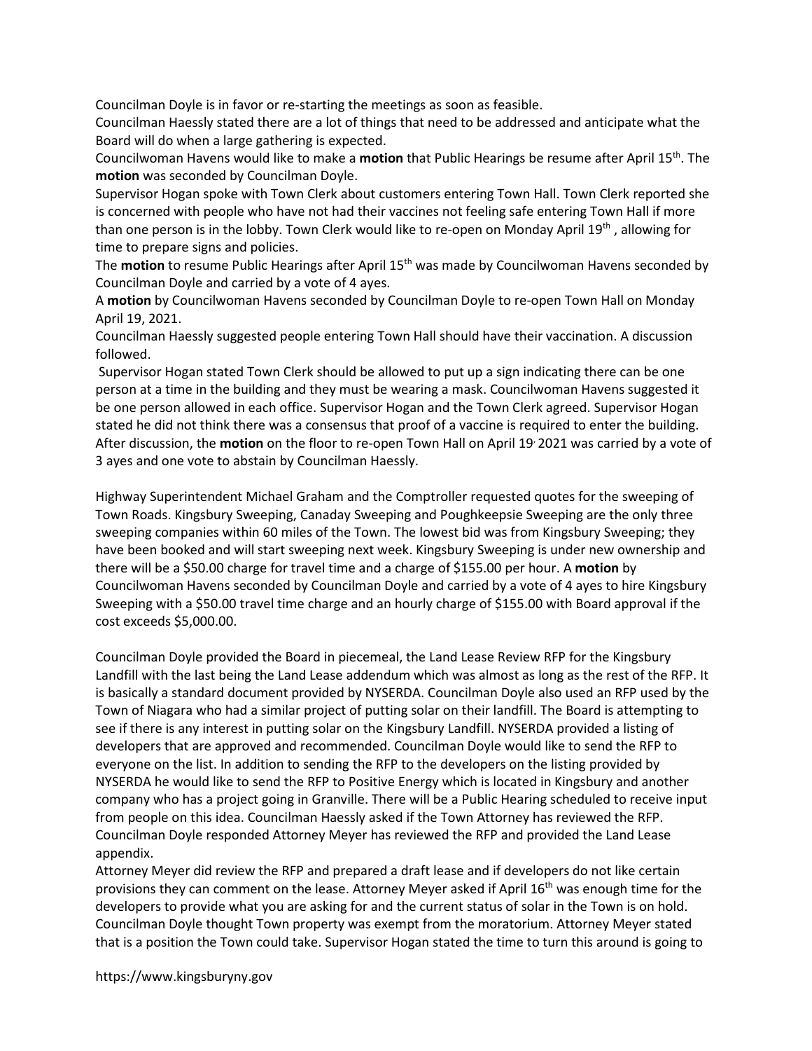Councilman Doyle is in favor or re-starting the meetings as soon as feasible.
Councilman Haessly stated there are a lot of things that need to be addressed and anticipate what the Board will do when a large gathering is expected.
Councilwoman Havens would like to make a **motion** that Public Hearings be resume after April 15th. The **motion** was seconded by Councilman Doyle.
Supervisor Hogan spoke with Town Clerk about customers entering Town Hall. Town Clerk reported she is concerned with people who have not had their vaccines not feeling safe entering Town Hall if more than one person is in the lobby. Town Clerk would like to re-open on Monday April 19th , allowing for time to prepare signs and policies.
The **motion** to resume Public Hearings after April 15th was made by Councilwoman Havens seconded by Councilman Doyle and carried by a vote of 4 ayes.
A **motion** by Councilwoman Havens seconded by Councilman Doyle to re-open Town Hall on Monday April 19, 2021.
Councilman Haessly suggested people entering Town Hall should have their vaccination. A discussion followed.
Supervisor Hogan stated Town Clerk should be allowed to put up a sign indicating there can be one person at a time in the building and they must be wearing a mask. Councilwoman Havens suggested it be one person allowed in each office. Supervisor Hogan and the Town Clerk agreed. Supervisor Hogan stated he did not think there was a consensus that proof of a vaccine is required to enter the building. After discussion, the **motion** on the floor to re-open Town Hall on April 19, 2021 was carried by a vote of 3 ayes and one vote to abstain by Councilman Haessly.

Highway Superintendent Michael Graham and the Comptroller requested quotes for the sweeping of Town Roads. Kingsbury Sweeping, Canaday Sweeping and Poughkeepsie Sweeping are the only three sweeping companies within 60 miles of the Town. The lowest bid was from Kingsbury Sweeping; they have been booked and will start sweeping next week. Kingsbury Sweeping is under new ownership and there will be a $50.00 charge for travel time and a charge of $155.00 per hour. A **motion** by Councilwoman Havens seconded by Councilman Doyle and carried by a vote of 4 ayes to hire Kingsbury Sweeping with a $50.00 travel time charge and an hourly charge of $155.00 with Board approval if the cost exceeds $5,000.00.

Councilman Doyle provided the Board in piecemeal, the Land Lease Review RFP for the Kingsbury Landfill with the last being the Land Lease addendum which was almost as long as the rest of the RFP. It is basically a standard document provided by NYSERDA. Councilman Doyle also used an RFP used by the Town of Niagara who had a similar project of putting solar on their landfill. The Board is attempting to see if there is any interest in putting solar on the Kingsbury Landfill. NYSERDA provided a listing of developers that are approved and recommended. Councilman Doyle would like to send the RFP to everyone on the list. In addition to sending the RFP to the developers on the listing provided by NYSERDA he would like to send the RFP to Positive Energy which is located in Kingsbury and another company who has a project going in Granville. There will be a Public Hearing scheduled to receive input from people on this idea. Councilman Haessly asked if the Town Attorney has reviewed the RFP. Councilman Doyle responded Attorney Meyer has reviewed the RFP and provided the Land Lease appendix.
Attorney Meyer did review the RFP and prepared a draft lease and if developers do not like certain provisions they can comment on the lease. Attorney Meyer asked if April 16th was enough time for the developers to provide what you are asking for and the current status of solar in the Town is on hold. Councilman Doyle thought Town property was exempt from the moratorium. Attorney Meyer stated that is a position the Town could take. Supervisor Hogan stated the time to turn this around is going to

https://www.kingsburyny.gov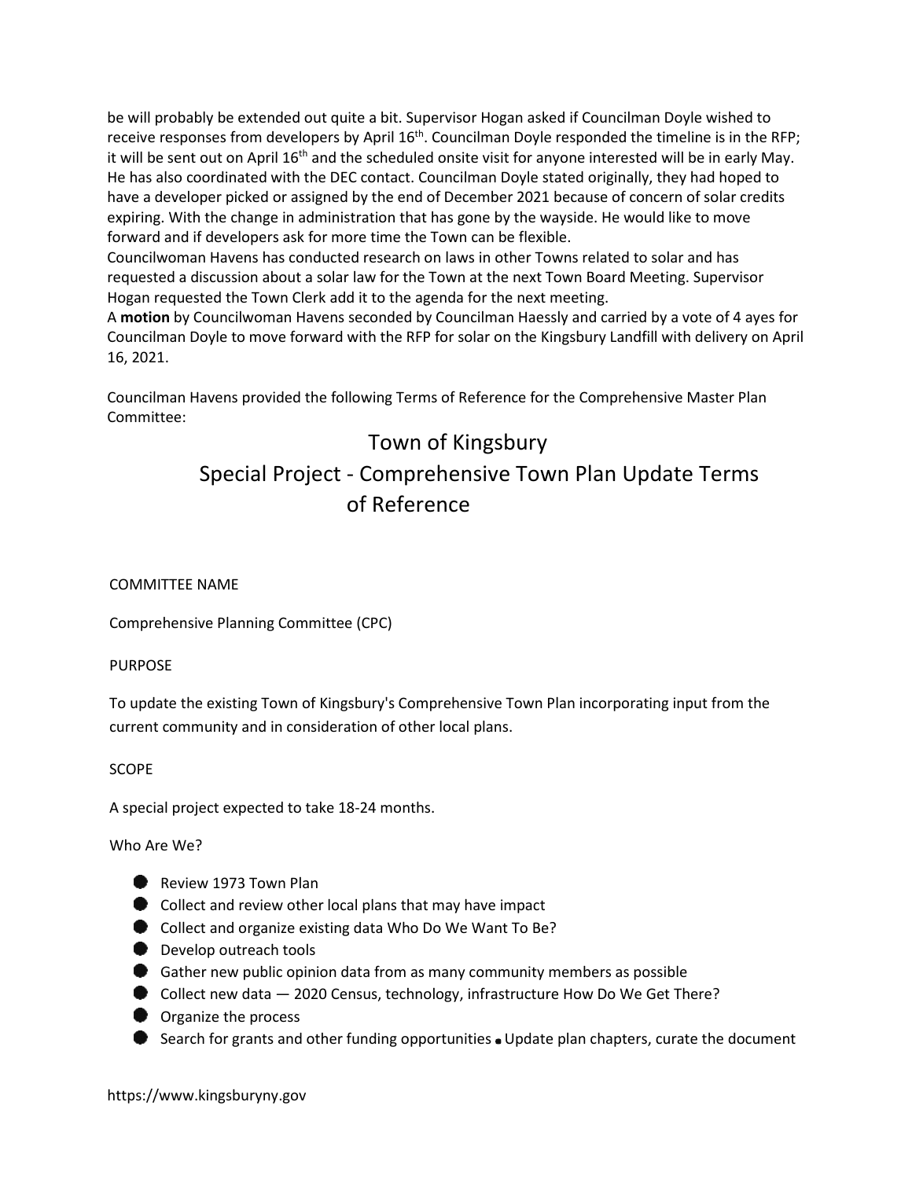be will probably be extended out quite a bit. Supervisor Hogan asked if Councilman Doyle wished to receive responses from developers by April 16th. Councilman Doyle responded the timeline is in the RFP; it will be sent out on April 16th and the scheduled onsite visit for anyone interested will be in early May. He has also coordinated with the DEC contact. Councilman Doyle stated originally, they had hoped to have a developer picked or assigned by the end of December 2021 because of concern of solar credits expiring. With the change in administration that has gone by the wayside. He would like to move forward and if developers ask for more time the Town can be flexible.

Councilwoman Havens has conducted research on laws in other Towns related to solar and has requested a discussion about a solar law for the Town at the next Town Board Meeting. Supervisor Hogan requested the Town Clerk add it to the agenda for the next meeting.

A **motion** by Councilwoman Havens seconded by Councilman Haessly and carried by a vote of 4 ayes for Councilman Doyle to move forward with the RFP for solar on the Kingsbury Landfill with delivery on April 16, 2021.

Councilman Havens provided the following Terms of Reference for the Comprehensive Master Plan Committee:

# Town of Kingsbury
## Special Project - Comprehensive Town Plan Update Terms of Reference

COMMITTEE NAME

Comprehensive Planning Committee (CPC)

PURPOSE

To update the existing Town of Kingsbury's Comprehensive Town Plan incorporating input from the current community and in consideration of other local plans.

SCOPE

A special project expected to take 18-24 months.

Who Are We?

- Review 1973 Town Plan
- Collect and review other local plans that may have impact
- Collect and organize existing data Who Do We Want To Be?
- Develop outreach tools
- Gather new public opinion data from as many community members as possible
- Collect new data — 2020 Census, technology, infrastructure How Do We Get There?
- Organize the process
- Search for grants and other funding opportunities
- Update plan chapters, curate the document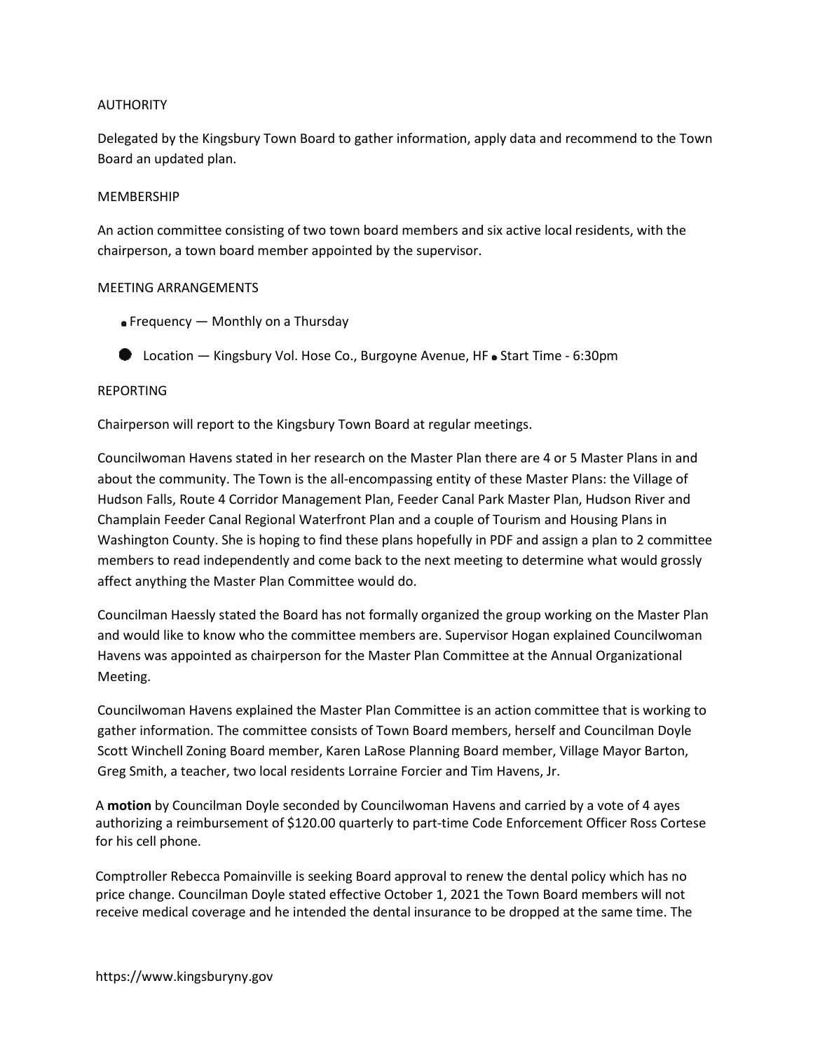AUTHORITY

Delegated by the Kingsbury Town Board to gather information, apply data and recommend to the Town Board an updated plan.

MEMBERSHIP

An action committee consisting of two town board members and six active local residents, with the chairperson, a town board member appointed by the supervisor.

MEETING ARRANGEMENTS

- Frequency — Monthly on a Thursday
- Location — Kingsbury Vol. Hose Co., Burgoyne Avenue, HF
- Start Time - 6:30pm

REPORTING

Chairperson will report to the Kingsbury Town Board at regular meetings.

Councilwoman Havens stated in her research on the Master Plan there are 4 or 5 Master Plans in and about the community. The Town is the all-encompassing entity of these Master Plans: the Village of Hudson Falls, Route 4 Corridor Management Plan, Feeder Canal Park Master Plan, Hudson River and Champlain Feeder Canal Regional Waterfront Plan and a couple of Tourism and Housing Plans in Washington County. She is hoping to find these plans hopefully in PDF and assign a plan to 2 committee members to read independently and come back to the next meeting to determine what would grossly affect anything the Master Plan Committee would do.

Councilman Haessly stated the Board has not formally organized the group working on the Master Plan and would like to know who the committee members are. Supervisor Hogan explained Councilwoman Havens was appointed as chairperson for the Master Plan Committee at the Annual Organizational Meeting.

Councilwoman Havens explained the Master Plan Committee is an action committee that is working to gather information. The committee consists of Town Board members, herself and Councilman Doyle Scott Winchell Zoning Board member, Karen LaRose Planning Board member, Village Mayor Barton, Greg Smith, a teacher, two local residents Lorraine Forcier and Tim Havens, Jr.

A **motion** by Councilman Doyle seconded by Councilwoman Havens and carried by a vote of 4 ayes authorizing a reimbursement of $120.00 quarterly to part-time Code Enforcement Officer Ross Cortese for his cell phone.

Comptroller Rebecca Pomainville is seeking Board approval to renew the dental policy which has no price change. Councilman Doyle stated effective October 1, 2021 the Town Board members will not receive medical coverage and he intended the dental insurance to be dropped at the same time. The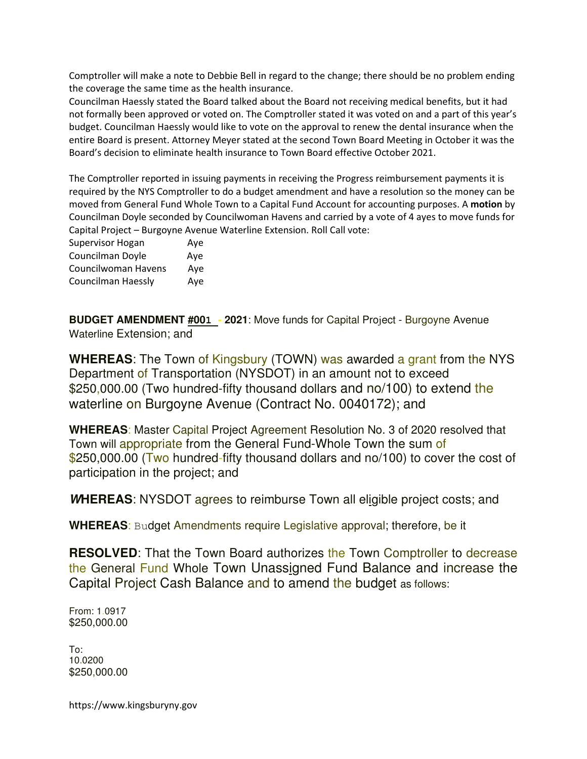Comptroller will make a note to Debbie Bell in regard to the change; there should be no problem ending the coverage the same time as the health insurance.

Councilman Haessly stated the Board talked about the Board not receiving medical benefits, but it had not formally been approved or voted on. The Comptroller stated it was voted on and a part of this year's budget. Councilman Haessly would like to vote on the approval to renew the dental insurance when the entire Board is present. Attorney Meyer stated at the second Town Board Meeting in October it was the Board's decision to eliminate health insurance to Town Board effective October 2021.

The Comptroller reported in issuing payments in receiving the Progress reimbursement payments it is required by the NYS Comptroller to do a budget amendment and have a resolution so the money can be moved from General Fund Whole Town to a Capital Fund Account for accounting purposes. A **motion** by Councilman Doyle seconded by Councilwoman Havens and carried by a vote of 4 ayes to move funds for Capital Project – Burgoyne Avenue Waterline Extension. Roll Call vote:

| | |
|---|---|
| Supervisor Hogan | Aye |
| Councilman Doyle | Aye |
| Councilwoman Havens | Aye |
| Councilman Haessly | Aye |

**BUDGET AMENDMENT #001 - 2021**: Move funds for Capital Project - Burgoyne Avenue Waterline Extension; and

**WHEREAS**: The Town of Kingsbury (TOWN) was awarded a grant from the NYS Department of Transportation (NYSDOT) in an amount not to exceed $250,000.00 (Two hundred-fifty thousand dollars and no/100) to extend the waterline on Burgoyne Avenue (Contract No. 0040172); and

**WHEREAS**: Master Capital Project Agreement Resolution No. 3 of 2020 resolved that Town will appropriate from the General Fund-Whole Town the sum of $250,000.00 (Two hundred-fifty thousand dollars and no/100) to cover the cost of participation in the project; and

**WHEREAS**: NYSDOT agrees to reimburse Town all eligible project costs; and

**WHEREAS**: Budget Amendments require Legislative approval; therefore, be it

**RESOLVED**: That the Town Board authorizes the Town Comptroller to decrease the General Fund Whole Town Unassigned Fund Balance and increase the Capital Project Cash Balance and to amend the budget as follows:

From: 1.0917
$250,000.00

To:
10.0200
$250,000.00

https://www.kingsburyny.gov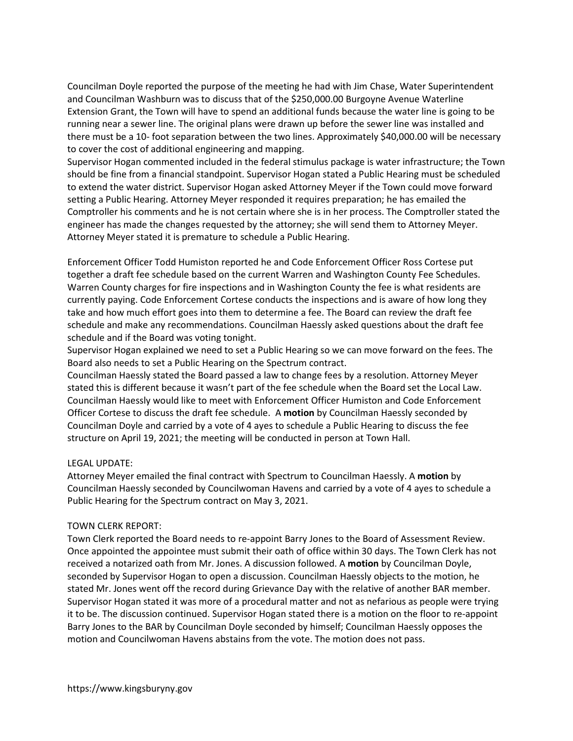Councilman Doyle reported the purpose of the meeting he had with Jim Chase, Water Superintendent and Councilman Washburn was to discuss that of the $250,000.00 Burgoyne Avenue Waterline Extension Grant, the Town will have to spend an additional funds because the water line is going to be running near a sewer line. The original plans were drawn up before the sewer line was installed and there must be a 10- foot separation between the two lines. Approximately $40,000.00 will be necessary to cover the cost of additional engineering and mapping.
Supervisor Hogan commented included in the federal stimulus package is water infrastructure; the Town should be fine from a financial standpoint. Supervisor Hogan stated a Public Hearing must be scheduled to extend the water district. Supervisor Hogan asked Attorney Meyer if the Town could move forward setting a Public Hearing. Attorney Meyer responded it requires preparation; he has emailed the Comptroller his comments and he is not certain where she is in her process. The Comptroller stated the engineer has made the changes requested by the attorney; she will send them to Attorney Meyer. Attorney Meyer stated it is premature to schedule a Public Hearing.

Enforcement Officer Todd Humiston reported he and Code Enforcement Officer Ross Cortese put together a draft fee schedule based on the current Warren and Washington County Fee Schedules. Warren County charges for fire inspections and in Washington County the fee is what residents are currently paying. Code Enforcement Cortese conducts the inspections and is aware of how long they take and how much effort goes into them to determine a fee. The Board can review the draft fee schedule and make any recommendations. Councilman Haessly asked questions about the draft fee schedule and if the Board was voting tonight.
Supervisor Hogan explained we need to set a Public Hearing so we can move forward on the fees. The Board also needs to set a Public Hearing on the Spectrum contract.
Councilman Haessly stated the Board passed a law to change fees by a resolution. Attorney Meyer stated this is different because it wasn't part of the fee schedule when the Board set the Local Law. Councilman Haessly would like to meet with Enforcement Officer Humiston and Code Enforcement Officer Cortese to discuss the draft fee schedule. A **motion** by Councilman Haessly seconded by Councilman Doyle and carried by a vote of 4 ayes to schedule a Public Hearing to discuss the fee structure on April 19, 2021; the meeting will be conducted in person at Town Hall.

LEGAL UPDATE:
Attorney Meyer emailed the final contract with Spectrum to Councilman Haessly. A **motion** by Councilman Haessly seconded by Councilwoman Havens and carried by a vote of 4 ayes to schedule a Public Hearing for the Spectrum contract on May 3, 2021.

TOWN CLERK REPORT:
Town Clerk reported the Board needs to re-appoint Barry Jones to the Board of Assessment Review. Once appointed the appointee must submit their oath of office within 30 days. The Town Clerk has not received a notarized oath from Mr. Jones. A discussion followed. A **motion** by Councilman Doyle, seconded by Supervisor Hogan to open a discussion. Councilman Haessly objects to the motion, he stated Mr. Jones went off the record during Grievance Day with the relative of another BAR member. Supervisor Hogan stated it was more of a procedural matter and not as nefarious as people were trying it to be. The discussion continued. Supervisor Hogan stated there is a motion on the floor to re-appoint Barry Jones to the BAR by Councilman Doyle seconded by himself; Councilman Haessly opposes the motion and Councilwoman Havens abstains from the vote. The motion does not pass.

https://www.kingsburyny.gov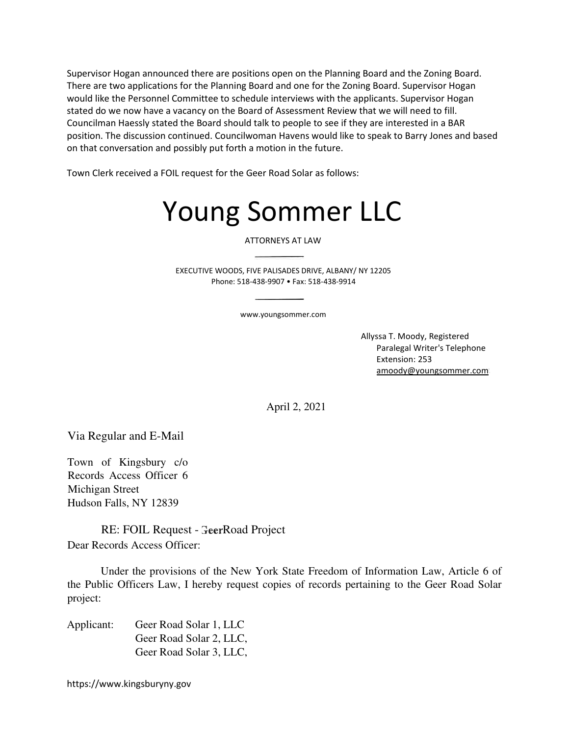Supervisor Hogan announced there are positions open on the Planning Board and the Zoning Board. There are two applications for the Planning Board and one for the Zoning Board. Supervisor Hogan would like the Personnel Committee to schedule interviews with the applicants. Supervisor Hogan stated do we now have a vacancy on the Board of Assessment Review that we will need to fill. Councilman Haessly stated the Board should talk to people to see if they are interested in a BAR position. The discussion continued. Councilwoman Havens would like to speak to Barry Jones and based on that conversation and possibly put forth a motion in the future.

Town Clerk received a FOIL request for the Geer Road Solar as follows:

# Young Sommer LLC

ATTORNEYS AT LAW

EXECUTIVE WOODS, FIVE PALISADES DRIVE, ALBANY/ NY 12205
Phone: 518-438-9907 • Fax: 518-438-9914

www.youngsommer.com

Allyssa T. Moody, Registered
Paralegal Writer's Telephone
Extension: 253
amoody@youngsommer.com

April 2, 2021

Via Regular and E-Mail

Town of Kingsbury c/o
Records Access Officer 6
Michigan Street
Hudson Falls, NY 12839

RE: FOIL Request - GeerRoad Project

Dear Records Access Officer:

Under the provisions of the New York State Freedom of Information Law, Article 6 of the Public Officers Law, I hereby request copies of records pertaining to the Geer Road Solar project:

Applicant: Geer Road Solar 1, LLC
Geer Road Solar 2, LLC,
Geer Road Solar 3, LLC,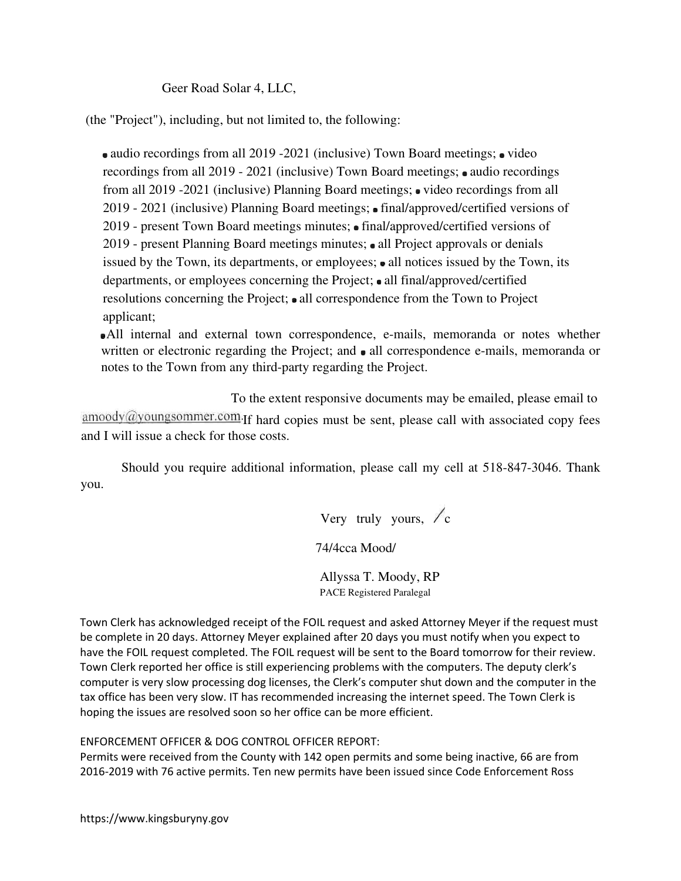Geer Road Solar 4, LLC,

(the "Project"), including, but not limited to, the following:

- audio recordings from all 2019 -2021 (inclusive) Town Board meetings;
- video recordings from all 2019 - 2021 (inclusive) Town Board meetings;
- audio recordings from all 2019 -2021 (inclusive) Planning Board meetings;
- video recordings from all 2019 - 2021 (inclusive) Planning Board meetings;
- final/approved/certified versions of 2019 - present Town Board meetings minutes;
- final/approved/certified versions of 2019 - present Planning Board meetings minutes;
- all Project approvals or denials issued by the Town, its departments, or employees;
- all notices issued by the Town, its departments, or employees concerning the Project;
- all final/approved/certified resolutions concerning the Project;
- all correspondence from the Town to Project applicant;
- All internal and external town correspondence, e-mails, memoranda or notes whether written or electronic regarding the Project; and
- all correspondence e-mails, memoranda or notes to the Town from any third-party regarding the Project.

To the extent responsive documents may be emailed, please email to amoody@youngsommer.com. If hard copies must be sent, please call with associated copy fees and I will issue a check for those costs.

Should you require additional information, please call my cell at 518-847-3046. Thank you.

Very truly yours,

74/4cca Mood/

Allyssa T. Moody, RP
PACE Registered Paralegal

Town Clerk has acknowledged receipt of the FOIL request and asked Attorney Meyer if the request must be complete in 20 days. Attorney Meyer explained after 20 days you must notify when you expect to have the FOIL request completed. The FOIL request will be sent to the Board tomorrow for their review. Town Clerk reported her office is still experiencing problems with the computers. The deputy clerk's computer is very slow processing dog licenses, the Clerk's computer shut down and the computer in the tax office has been very slow. IT has recommended increasing the internet speed. The Town Clerk is hoping the issues are resolved soon so her office can be more efficient.

ENFORCEMENT OFFICER & DOG CONTROL OFFICER REPORT:
Permits were received from the County with 142 open permits and some being inactive, 66 are from 2016-2019 with 76 active permits. Ten new permits have been issued since Code Enforcement Ross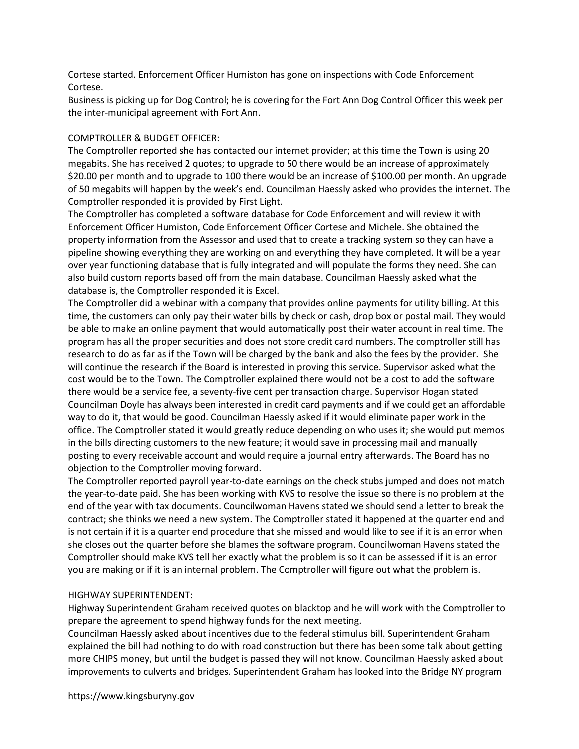Cortese started. Enforcement Officer Humiston has gone on inspections with Code Enforcement Cortese.

Business is picking up for Dog Control; he is covering for the Fort Ann Dog Control Officer this week per the inter-municipal agreement with Fort Ann.

COMPTROLLER & BUDGET OFFICER:

The Comptroller reported she has contacted our internet provider; at this time the Town is using 20 megabits. She has received 2 quotes; to upgrade to 50 there would be an increase of approximately $20.00 per month and to upgrade to 100 there would be an increase of $100.00 per month. An upgrade of 50 megabits will happen by the week's end. Councilman Haessly asked who provides the internet. The Comptroller responded it is provided by First Light.

The Comptroller has completed a software database for Code Enforcement and will review it with Enforcement Officer Humiston, Code Enforcement Officer Cortese and Michele. She obtained the property information from the Assessor and used that to create a tracking system so they can have a pipeline showing everything they are working on and everything they have completed. It will be a year over year functioning database that is fully integrated and will populate the forms they need. She can also build custom reports based off from the main database. Councilman Haessly asked what the database is, the Comptroller responded it is Excel.

The Comptroller did a webinar with a company that provides online payments for utility billing. At this time, the customers can only pay their water bills by check or cash, drop box or postal mail. They would be able to make an online payment that would automatically post their water account in real time. The program has all the proper securities and does not store credit card numbers. The comptroller still has research to do as far as if the Town will be charged by the bank and also the fees by the provider. She will continue the research if the Board is interested in proving this service. Supervisor asked what the cost would be to the Town. The Comptroller explained there would not be a cost to add the software there would be a service fee, a seventy-five cent per transaction charge. Supervisor Hogan stated Councilman Doyle has always been interested in credit card payments and if we could get an affordable way to do it, that would be good. Councilman Haessly asked if it would eliminate paper work in the office. The Comptroller stated it would greatly reduce depending on who uses it; she would put memos in the bills directing customers to the new feature; it would save in processing mail and manually posting to every receivable account and would require a journal entry afterwards. The Board has no objection to the Comptroller moving forward.

The Comptroller reported payroll year-to-date earnings on the check stubs jumped and does not match the year-to-date paid. She has been working with KVS to resolve the issue so there is no problem at the end of the year with tax documents. Councilwoman Havens stated we should send a letter to break the contract; she thinks we need a new system. The Comptroller stated it happened at the quarter end and is not certain if it is a quarter end procedure that she missed and would like to see if it is an error when she closes out the quarter before she blames the software program. Councilwoman Havens stated the Comptroller should make KVS tell her exactly what the problem is so it can be assessed if it is an error you are making or if it is an internal problem. The Comptroller will figure out what the problem is.

HIGHWAY SUPERINTENDENT:

Highway Superintendent Graham received quotes on blacktop and he will work with the Comptroller to prepare the agreement to spend highway funds for the next meeting.

Councilman Haessly asked about incentives due to the federal stimulus bill. Superintendent Graham explained the bill had nothing to do with road construction but there has been some talk about getting more CHIPS money, but until the budget is passed they will not know. Councilman Haessly asked about improvements to culverts and bridges. Superintendent Graham has looked into the Bridge NY program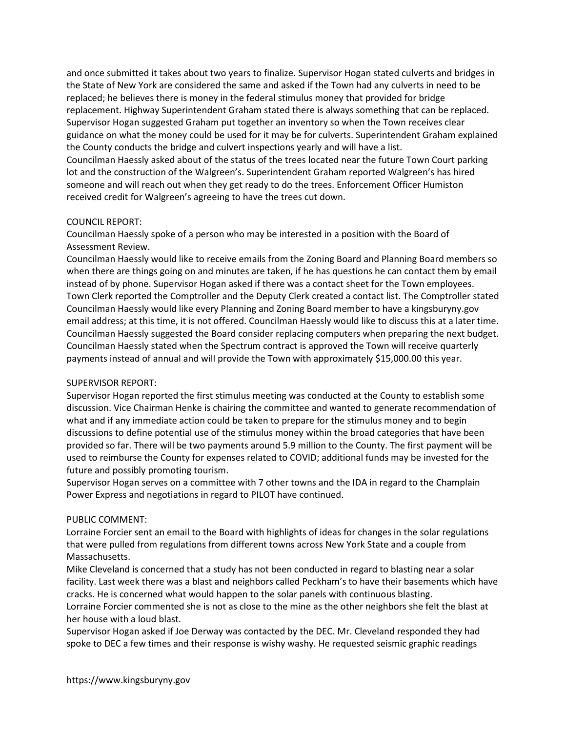and once submitted it takes about two years to finalize. Supervisor Hogan stated culverts and bridges in the State of New York are considered the same and asked if the Town had any culverts in need to be replaced; he believes there is money in the federal stimulus money that provided for bridge replacement. Highway Superintendent Graham stated there is always something that can be replaced. Supervisor Hogan suggested Graham put together an inventory so when the Town receives clear guidance on what the money could be used for it may be for culverts. Superintendent Graham explained the County conducts the bridge and culvert inspections yearly and will have a list.
Councilman Haessly asked about of the status of the trees located near the future Town Court parking lot and the construction of the Walgreen's. Superintendent Graham reported Walgreen's has hired someone and will reach out when they get ready to do the trees. Enforcement Officer Humiston received credit for Walgreen's agreeing to have the trees cut down.

COUNCIL REPORT:
Councilman Haessly spoke of a person who may be interested in a position with the Board of Assessment Review.
Councilman Haessly would like to receive emails from the Zoning Board and Planning Board members so when there are things going on and minutes are taken, if he has questions he can contact them by email instead of by phone. Supervisor Hogan asked if there was a contact sheet for the Town employees. Town Clerk reported the Comptroller and the Deputy Clerk created a contact list. The Comptroller stated Councilman Haessly would like every Planning and Zoning Board member to have a kingsburyny.gov email address; at this time, it is not offered. Councilman Haessly would like to discuss this at a later time.
Councilman Haessly suggested the Board consider replacing computers when preparing the next budget.
Councilman Haessly stated when the Spectrum contract is approved the Town will receive quarterly payments instead of annual and will provide the Town with approximately $15,000.00 this year.

SUPERVISOR REPORT:
Supervisor Hogan reported the first stimulus meeting was conducted at the County to establish some discussion. Vice Chairman Henke is chairing the committee and wanted to generate recommendation of what and if any immediate action could be taken to prepare for the stimulus money and to begin discussions to define potential use of the stimulus money within the broad categories that have been provided so far. There will be two payments around 5.9 million to the County. The first payment will be used to reimburse the County for expenses related to COVID; additional funds may be invested for the future and possibly promoting tourism.
Supervisor Hogan serves on a committee with 7 other towns and the IDA in regard to the Champlain Power Express and negotiations in regard to PILOT have continued.

PUBLIC COMMENT:
Lorraine Forcier sent an email to the Board with highlights of ideas for changes in the solar regulations that were pulled from regulations from different towns across New York State and a couple from Massachusetts.
Mike Cleveland is concerned that a study has not been conducted in regard to blasting near a solar facility. Last week there was a blast and neighbors called Peckham's to have their basements which have cracks. He is concerned what would happen to the solar panels with continuous blasting.
Lorraine Forcier commented she is not as close to the mine as the other neighbors she felt the blast at her house with a loud blast.
Supervisor Hogan asked if Joe Derway was contacted by the DEC. Mr. Cleveland responded they had spoke to DEC a few times and their response is wishy washy. He requested seismic graphic readings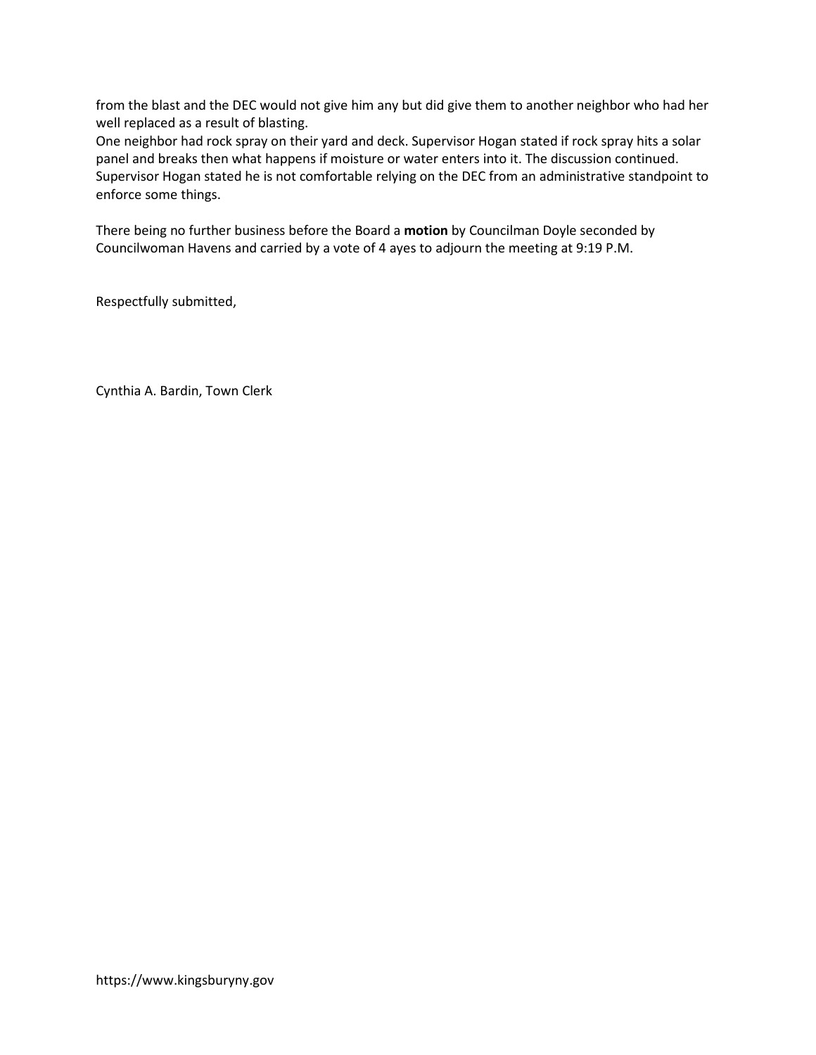from the blast and the DEC would not give him any but did give them to another neighbor who had her well replaced as a result of blasting.
One neighbor had rock spray on their yard and deck. Supervisor Hogan stated if rock spray hits a solar panel and breaks then what happens if moisture or water enters into it. The discussion continued. Supervisor Hogan stated he is not comfortable relying on the DEC from an administrative standpoint to enforce some things.

There being no further business before the Board a **motion** by Councilman Doyle seconded by Councilwoman Havens and carried by a vote of 4 ayes to adjourn the meeting at 9:19 P.M.

Respectfully submitted,

Cynthia A. Bardin, Town Clerk

https://www.kingsburyny.gov